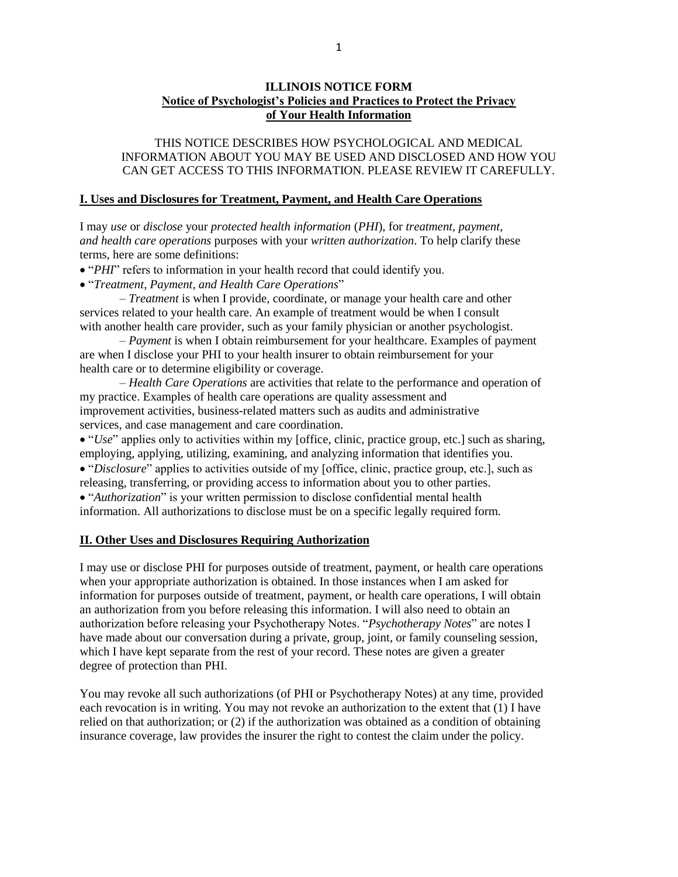**ILLINOIS NOTICE FORM**

**Notice of Psychologist's Policies and Practices to Protect the Privacy of Your Health Information**

THIS NOTICE DESCRIBES HOW PSYCHOLOGICAL AND MEDICAL INFORMATION ABOUT YOU MAY BE USED AND DISCLOSED AND HOW YOU CAN GET ACCESS TO THIS INFORMATION. PLEASE REVIEW IT CAREFULLY.

## I. Uses and Disclosures for Treatment, Payment, and Health Care Operations

I may *use* or *disclose* your *protected health information* (*PHI*), for *treatment, payment, and health care operations* purposes with your *written authorization*. To help clarify these terms, here are some definitions:

- "*PHI*" refers to information in your health record that could identify you.
- "*Treatment, Payment, and Health Care Operations*"
  - *Treatment* is when I provide, coordinate, or manage your health care and other services related to your health care. An example of treatment would be when I consult with another health care provider, such as your family physician or another psychologist.
  - *Payment* is when I obtain reimbursement for your healthcare. Examples of payment are when I disclose your PHI to your health insurer to obtain reimbursement for your health care or to determine eligibility or coverage.
  - *Health Care Operations* are activities that relate to the performance and operation of my practice. Examples of health care operations are quality assessment and improvement activities, business-related matters such as audits and administrative services, and case management and care coordination.
- "*Use*" applies only to activities within my [office, clinic, practice group, etc.] such as sharing, employing, applying, utilizing, examining, and analyzing information that identifies you.
- "*Disclosure*" applies to activities outside of my [office, clinic, practice group, etc.], such as releasing, transferring, or providing access to information about you to other parties.
- "*Authorization*" is your written permission to disclose confidential mental health information. All authorizations to disclose must be on a specific legally required form.

## II. Other Uses and Disclosures Requiring Authorization

I may use or disclose PHI for purposes outside of treatment, payment, or health care operations when your appropriate authorization is obtained. In those instances when I am asked for information for purposes outside of treatment, payment, or health care operations, I will obtain an authorization from you before releasing this information. I will also need to obtain an authorization before releasing your Psychotherapy Notes. "*Psychotherapy Notes*" are notes I have made about our conversation during a private, group, joint, or family counseling session, which I have kept separate from the rest of your record. These notes are given a greater degree of protection than PHI.

You may revoke all such authorizations (of PHI or Psychotherapy Notes) at any time, provided each revocation is in writing. You may not revoke an authorization to the extent that (1) I have relied on that authorization; or (2) if the authorization was obtained as a condition of obtaining insurance coverage, law provides the insurer the right to contest the claim under the policy.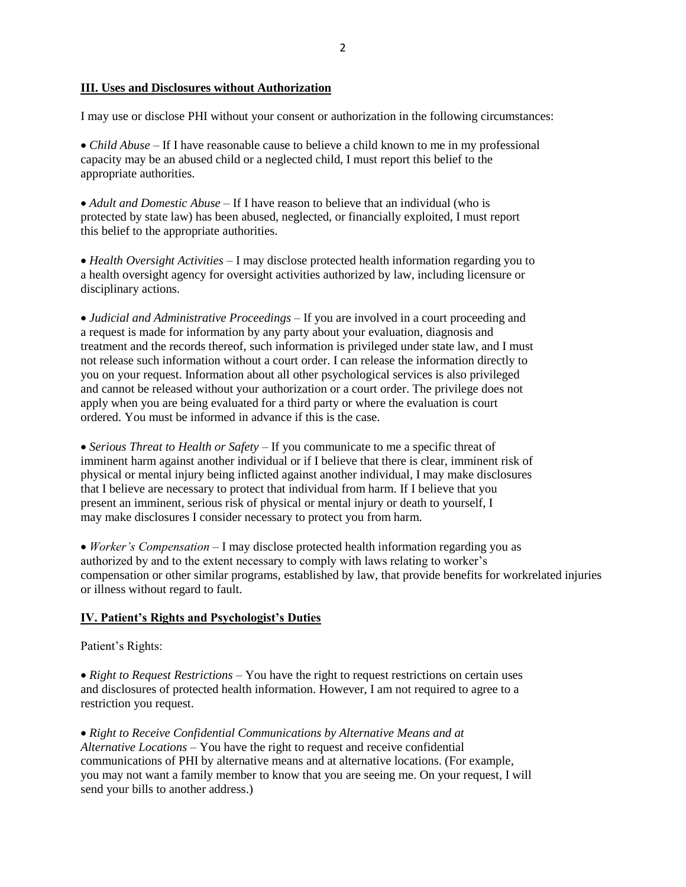## III. Uses and Disclosures without Authorization

I may use or disclose PHI without your consent or authorization in the following circumstances:

- *Child Abuse* – If I have reasonable cause to believe a child known to me in my professional capacity may be an abused child or a neglected child, I must report this belief to the appropriate authorities.

- *Adult and Domestic Abuse* – If I have reason to believe that an individual (who is protected by state law) has been abused, neglected, or financially exploited, I must report this belief to the appropriate authorities.

- *Health Oversight Activities* – I may disclose protected health information regarding you to a health oversight agency for oversight activities authorized by law, including licensure or disciplinary actions.

- *Judicial and Administrative Proceedings* – If you are involved in a court proceeding and a request is made for information by any party about your evaluation, diagnosis and treatment and the records thereof, such information is privileged under state law, and I must not release such information without a court order. I can release the information directly to you on your request. Information about all other psychological services is also privileged and cannot be released without your authorization or a court order. The privilege does not apply when you are being evaluated for a third party or where the evaluation is court ordered. You must be informed in advance if this is the case.

- *Serious Threat to Health or Safety* – If you communicate to me a specific threat of imminent harm against another individual or if I believe that there is clear, imminent risk of physical or mental injury being inflicted against another individual, I may make disclosures that I believe are necessary to protect that individual from harm. If I believe that you present an imminent, serious risk of physical or mental injury or death to yourself, I may make disclosures I consider necessary to protect you from harm.

- *Worker's Compensation* – I may disclose protected health information regarding you as authorized by and to the extent necessary to comply with laws relating to worker's compensation or other similar programs, established by law, that provide benefits for workrelated injuries or illness without regard to fault.

## IV. Patient's Rights and Psychologist's Duties

Patient's Rights:

- *Right to Request Restrictions* – You have the right to request restrictions on certain uses and disclosures of protected health information. However, I am not required to agree to a restriction you request.

- *Right to Receive Confidential Communications by Alternative Means and at Alternative Locations* – You have the right to request and receive confidential communications of PHI by alternative means and at alternative locations. (For example, you may not want a family member to know that you are seeing me. On your request, I will send your bills to another address.)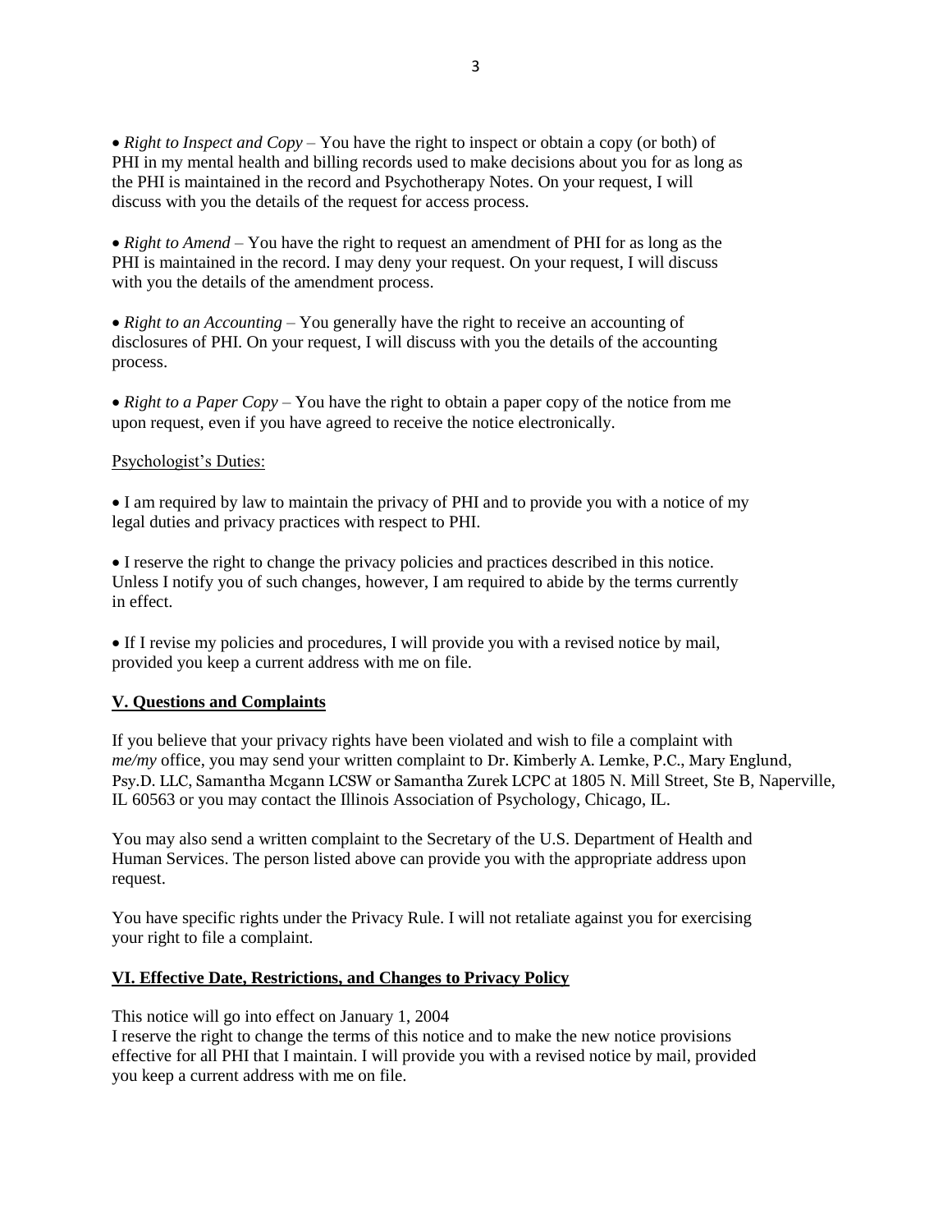- *Right to Inspect and Copy* – You have the right to inspect or obtain a copy (or both) of PHI in my mental health and billing records used to make decisions about you for as long as the PHI is maintained in the record and Psychotherapy Notes. On your request, I will discuss with you the details of the request for access process.

- *Right to Amend* – You have the right to request an amendment of PHI for as long as the PHI is maintained in the record. I may deny your request. On your request, I will discuss with you the details of the amendment process.

- *Right to an Accounting* – You generally have the right to receive an accounting of disclosures of PHI. On your request, I will discuss with you the details of the accounting process.

- *Right to a Paper Copy* – You have the right to obtain a paper copy of the notice from me upon request, even if you have agreed to receive the notice electronically.

<u>Psychologist's Duties:</u>

- I am required by law to maintain the privacy of PHI and to provide you with a notice of my legal duties and privacy practices with respect to PHI.

- I reserve the right to change the privacy policies and practices described in this notice. Unless I notify you of such changes, however, I am required to abide by the terms currently in effect.

- If I revise my policies and procedures, I will provide you with a revised notice by mail, provided you keep a current address with me on file.

## V. Questions and Complaints

If you believe that your privacy rights have been violated and wish to file a complaint with *me/my* office, you may send your written complaint to Dr. Kimberly A. Lemke, P.C., Mary Englund, Psy.D. LLC, Samantha Mcgann LCSW or Samantha Zurek LCPC at 1805 N. Mill Street, Ste B, Naperville, IL 60563 or you may contact the Illinois Association of Psychology, Chicago, IL.

You may also send a written complaint to the Secretary of the U.S. Department of Health and Human Services. The person listed above can provide you with the appropriate address upon request.

You have specific rights under the Privacy Rule. I will not retaliate against you for exercising your right to file a complaint.

## VI. Effective Date, Restrictions, and Changes to Privacy Policy

This notice will go into effect on January 1, 2004
I reserve the right to change the terms of this notice and to make the new notice provisions effective for all PHI that I maintain. I will provide you with a revised notice by mail, provided you keep a current address with me on file.